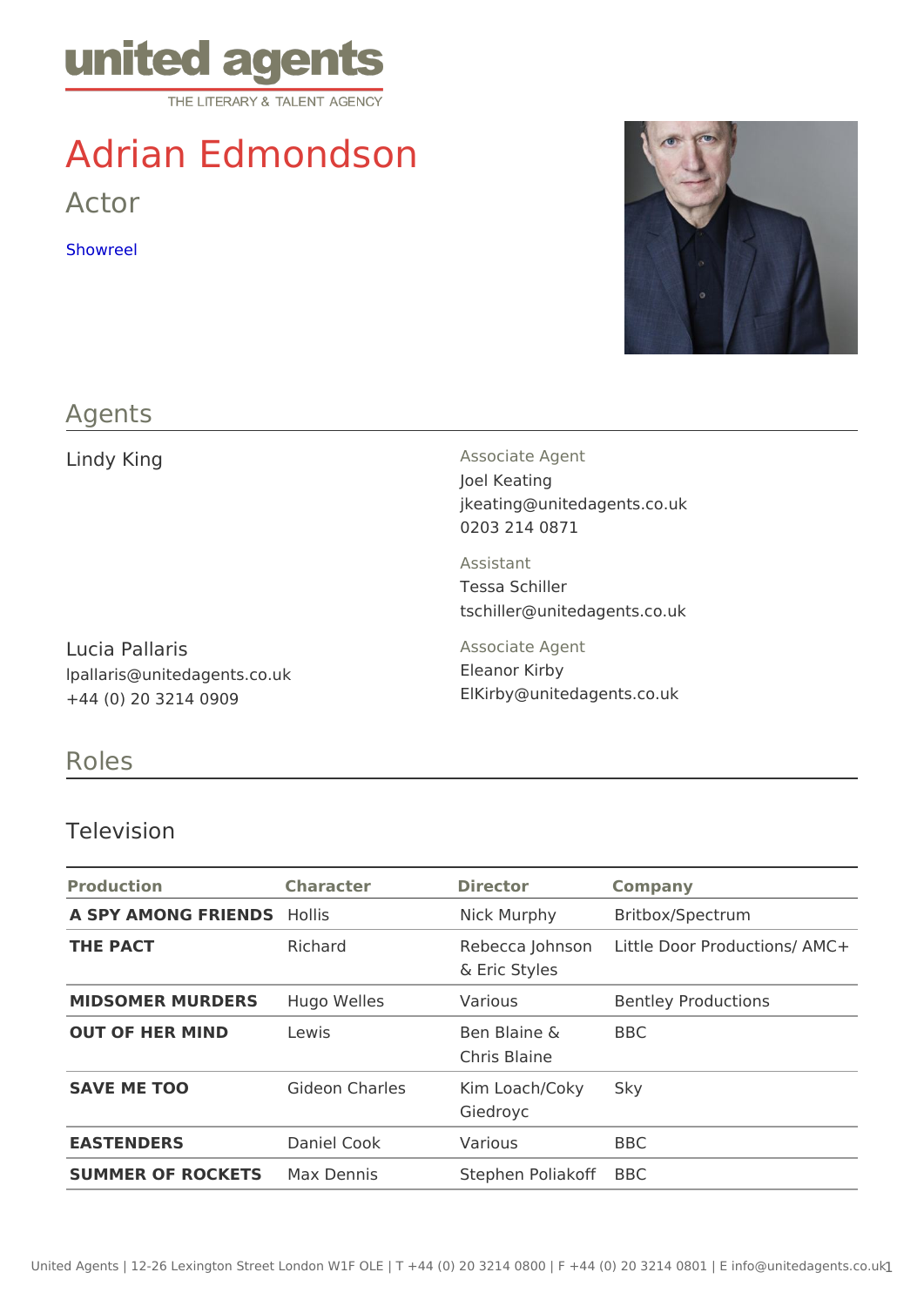united agents
THE LITERARY & TALENT AGENCY

# Adrian Edmondson

## Actor

Showreel

## Agents

**Lindy King**

Associate Agent
Joel Keating
jkeating@unitedagents.co.uk
0203 214 0871

Assistant
Tessa Schiller
tschiller@unitedagents.co.uk

**Lucia Pallaris**
lpallaris@unitedagents.co.uk
+44 (0) 20 3214 0909

Associate Agent
Eleanor Kirby
ElKirby@unitedagents.co.uk

## Roles

### Television

| Production | Character | Director | Company |
|---|---|---|---|
| **A SPY AMONG FRIENDS** | Hollis | Nick Murphy | Britbox/Spectrum |
| **THE PACT** | Richard | Rebecca Johnson & Eric Styles | Little Door Productions/ AMC+ |
| **MIDSOMER MURDERS** | Hugo Welles | Various | Bentley Productions |
| **OUT OF HER MIND** | Lewis | Ben Blaine & Chris Blaine | BBC |
| **SAVE ME TOO** | Gideon Charles | Kim Loach/Coky Giedroyc | Sky |
| **EASTENDERS** | Daniel Cook | Various | BBC |
| **SUMMER OF ROCKETS** | Max Dennis | Stephen Poliakoff | BBC |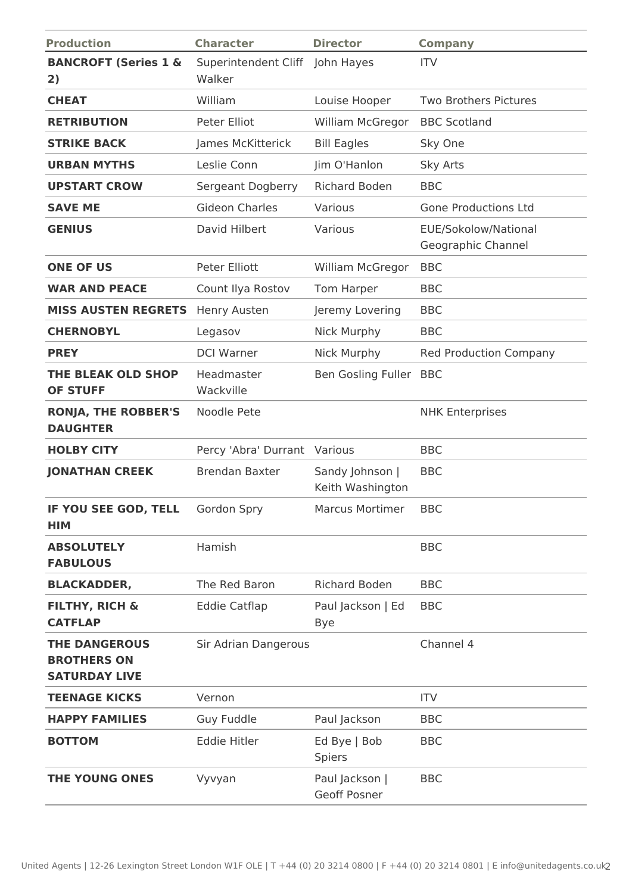| Production | Character | Director | Company |
|---|---|---|---|
| **BANCROFT (Series 1 & 2)** | Superintendent Cliff Walker | John Hayes | ITV |
| **CHEAT** | William | Louise Hooper | Two Brothers Pictures |
| **RETRIBUTION** | Peter Elliot | William McGregor | BBC Scotland |
| **STRIKE BACK** | James McKitterick | Bill Eagles | Sky One |
| **URBAN MYTHS** | Leslie Conn | Jim O'Hanlon | Sky Arts |
| **UPSTART CROW** | Sergeant Dogberry | Richard Boden | BBC |
| **SAVE ME** | Gideon Charles | Various | Gone Productions Ltd |
| **GENIUS** | David Hilbert | Various | EUE/Sokolow/National Geographic Channel |
| **ONE OF US** | Peter Elliott | William McGregor | BBC |
| **WAR AND PEACE** | Count Ilya Rostov | Tom Harper | BBC |
| **MISS AUSTEN REGRETS** | Henry Austen | Jeremy Lovering | BBC |
| **CHERNOBYL** | Legasov | Nick Murphy | BBC |
| **PREY** | DCI Warner | Nick Murphy | Red Production Company |
| **THE BLEAK OLD SHOP OF STUFF** | Headmaster Wackville | Ben Gosling Fuller | BBC |
| **RONJA, THE ROBBER'S DAUGHTER** | Noodle Pete | | NHK Enterprises |
| **HOLBY CITY** | Percy 'Abra' Durrant | Various | BBC |
| **JONATHAN CREEK** | Brendan Baxter | Sandy Johnson \| Keith Washington | BBC |
| **IF YOU SEE GOD, TELL HIM** | Gordon Spry | Marcus Mortimer | BBC |
| **ABSOLUTELY FABULOUS** | Hamish | | BBC |
| **BLACKADDER,** | The Red Baron | Richard Boden | BBC |
| **FILTHY, RICH & CATFLAP** | Eddie Catflap | Paul Jackson \| Ed Bye | BBC |
| **THE DANGEROUS BROTHERS ON SATURDAY LIVE** | Sir Adrian Dangerous | | Channel 4 |
| **TEENAGE KICKS** | Vernon | | ITV |
| **HAPPY FAMILIES** | Guy Fuddle | Paul Jackson | BBC |
| **BOTTOM** | Eddie Hitler | Ed Bye \| Bob Spiers | BBC |
| **THE YOUNG ONES** | Vyvyan | Paul Jackson \| Geoff Posner | BBC |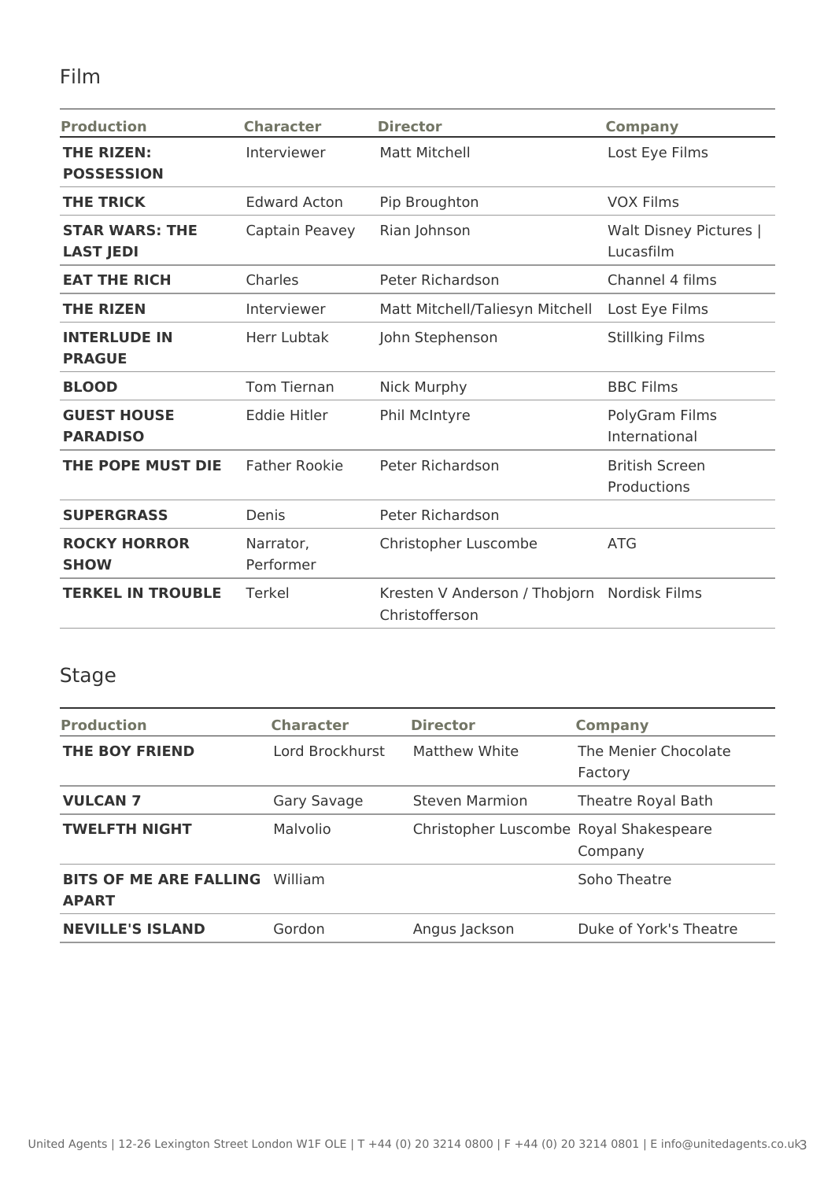## Film

| Production | Character | Director | Company |
| --- | --- | --- | --- |
| **THE RIZEN: POSSESSION** | Interviewer | Matt Mitchell | Lost Eye Films |
| **THE TRICK** | Edward Acton | Pip Broughton | VOX Films |
| **STAR WARS: THE LAST JEDI** | Captain Peavey | Rian Johnson | Walt Disney Pictures \| Lucasfilm |
| **EAT THE RICH** | Charles | Peter Richardson | Channel 4 films |
| **THE RIZEN** | Interviewer | Matt Mitchell/Taliesyn Mitchell | Lost Eye Films |
| **INTERLUDE IN PRAGUE** | Herr Lubtak | John Stephenson | Stillking Films |
| **BLOOD** | Tom Tiernan | Nick Murphy | BBC Films |
| **GUEST HOUSE PARADISO** | Eddie Hitler | Phil McIntyre | PolyGram Films International |
| **THE POPE MUST DIE** | Father Rookie | Peter Richardson | British Screen Productions |
| **SUPERGRASS** | Denis | Peter Richardson | |
| **ROCKY HORROR SHOW** | Narrator, Performer | Christopher Luscombe | ATG |
| **TERKEL IN TROUBLE** | Terkel | Kresten V Anderson / Thobjorn Christofferson | Nordisk Films |

## Stage

| Production | Character | Director | Company |
| --- | --- | --- | --- |
| **THE BOY FRIEND** | Lord Brockhurst | Matthew White | The Menier Chocolate Factory |
| **VULCAN 7** | Gary Savage | Steven Marmion | Theatre Royal Bath |
| **TWELFTH NIGHT** | Malvolio | Christopher Luscombe | Royal Shakespeare Company |
| **BITS OF ME ARE FALLING APART** | William | | Soho Theatre |
| **NEVILLE'S ISLAND** | Gordon | Angus Jackson | Duke of York's Theatre |